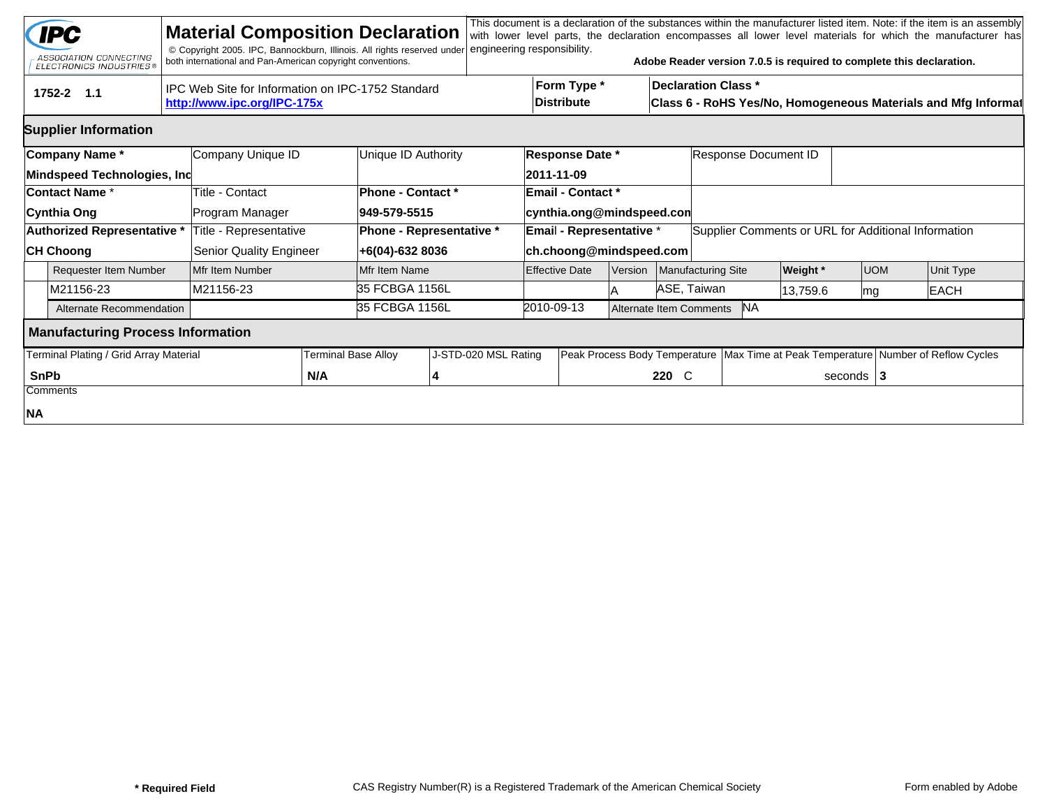# Material Composition Declaration

IPC — ASSOCIATION CONNECTING ELECTRONICS INDUSTRIES®

© Copyright 2005. IPC, Bannockburn, Illinois. All rights reserved under both international and Pan-American copyright conventions.

This document is a declaration of the substances within the manufacturer listed item. Note: if the item is an assembly with lower level parts, the declaration encompasses all lower level materials for which the manufacturer has engineering responsibility.

**Adobe Reader version 7.0.5 is required to complete this declaration.**

| 1752-2 1.1 | IPC Web Site for Information on IPC-1752 Standard **http://www.ipc.org/IPC-175x** | **Form Type *** **Distribute** | **Declaration Class *** **Class 6 - RoHS Yes/No, Homogeneous Materials and Mfg Informat** |
|---|---|---|---|

## Supplier Information

| **Company Name *** | Company Unique ID | Unique ID Authority | **Response Date *** | Response Document ID |
|---|---|---|---|---|
| **Mindspeed Technologies, Inc** | | | **2011-11-09** | |
| **Contact Name *** | Title - Contact | **Phone - Contact *** | **Email - Contact *** | |
| **Cynthia Ong** | Program Manager | **949-579-5515** | **cynthia.ong@mindspeed.con** | |
| **Authorized Representative *** | Title - Representative | **Phone - Representative *** | **Email - Representative *** | Supplier Comments or URL for Additional Information |
| **CH Choong** | Senior Quality Engineer | **+6(04)-632 8036** | **ch.choong@mindspeed.com** | |

| Requester Item Number | Mfr Item Number | Mfr Item Name | Effective Date | Version | Manufacturing Site | **Weight *** | UOM | Unit Type |
|---|---|---|---|---|---|---|---|---|
| M21156-23 | M21156-23 | 35 FCBGA 1156L | | A | ASE, Taiwan | 13,759.6 | mg | EACH |
| Alternate Recommendation | | 35 FCBGA 1156L | 2010-09-13 | Alternate Item Comments | NA | | | |

## Manufacturing Process Information

| Terminal Plating / Grid Array Material | Terminal Base Alloy | J-STD-020 MSL Rating | Peak Process Body Temperature | Max Time at Peak Temperature | Number of Reflow Cycles |
|---|---|---|---|---|---|
| **SnPb** | **N/A** | **4** | **220** C | seconds | **3** |

Comments

**NA**

**\* Required Field**    CAS Registry Number(R) is a Registered Trademark of the American Chemical Society    Form enabled by Adobe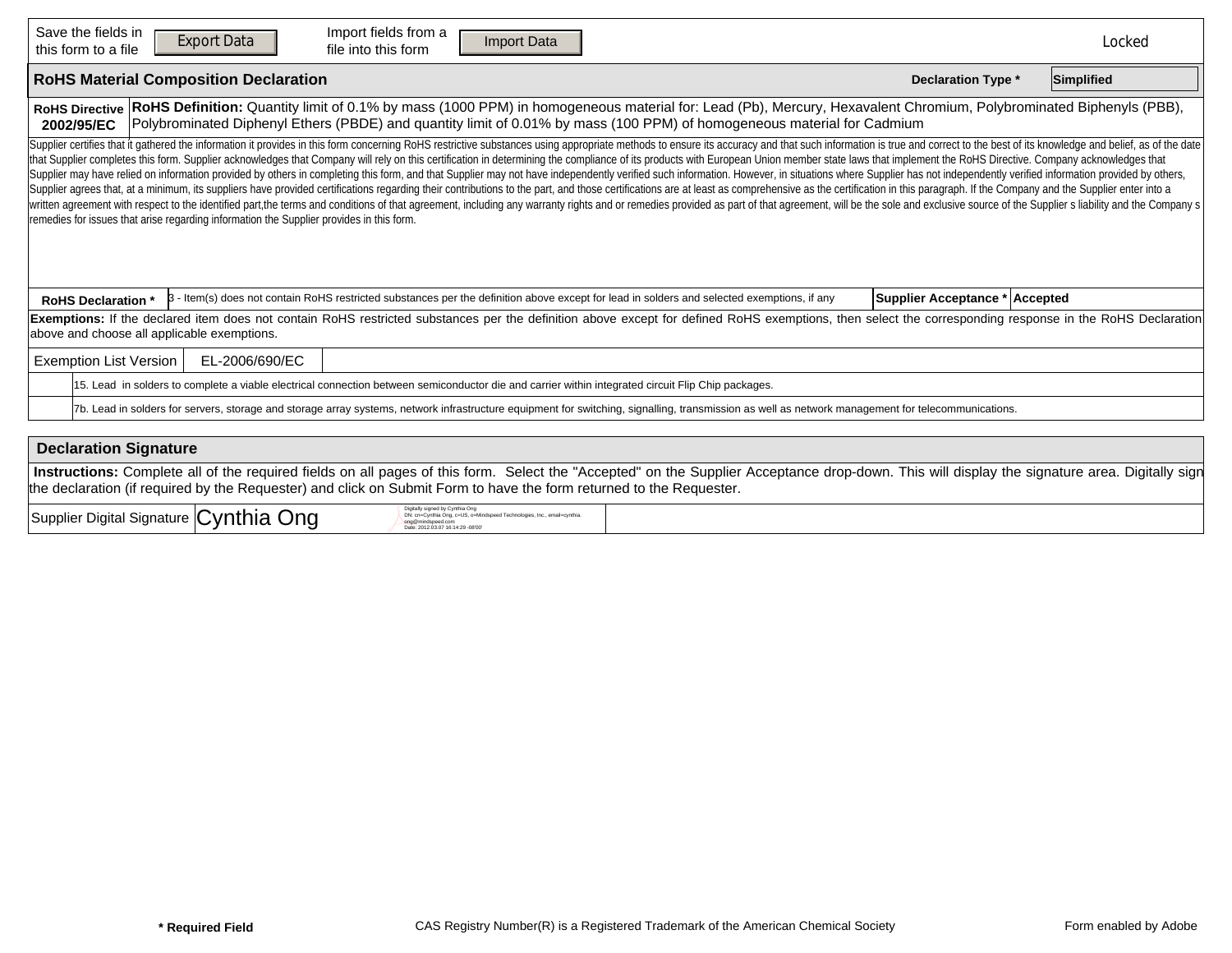| Save the fields in this form to a file | Export Data | Import fields from a file into this form | Import Data | Locked |
|---|---|---|---|---|

## RoHS Material Composition Declaration

**Declaration Type *** Simplified

| **RoHS Directive 2002/95/EC** | **RoHS Definition:** Quantity limit of 0.1% by mass (1000 PPM) in homogeneous material for: Lead (Pb), Mercury, Hexavalent Chromium, Polybrominated Biphenyls (PBB), Polybrominated Diphenyl Ethers (PBDE) and quantity limit of 0.01% by mass (100 PPM) of homogeneous material for Cadmium |
|---|---|

Supplier certifies that it gathered the information it provides in this form concerning RoHS restrictive substances using appropriate methods to ensure its accuracy and that such information is true and correct to the best of its knowledge and belief, as of the date that Supplier completes this form. Supplier acknowledges that Company will rely on this certification in determining the compliance of its products with European Union member state laws that implement the RoHS Directive. Company acknowledges that Supplier may have relied on information provided by others in completing this form, and that Supplier may not have independently verified such information. However, in situations where Supplier has not independently verified information provided by others, Supplier agrees that, at a minimum, its suppliers have provided certifications regarding their contributions to the part, and those certifications are at least as comprehensive as the certification in this paragraph. If the Company and the Supplier enter into a written agreement with respect to the identified part,the terms and conditions of that agreement, including any warranty rights and or remedies provided as part of that agreement, will be the sole and exclusive source of the Supplier s liability and the Company s remedies for issues that arise regarding information the Supplier provides in this form.

| **RoHS Declaration *** | 3 - Item(s) does not contain RoHS restricted substances per the definition above except for lead in solders and selected exemptions, if any | **Supplier Acceptance *** | **Accepted** |
|---|---|---|---|

**Exemptions:** If the declared item does not contain RoHS restricted substances per the definition above except for defined RoHS exemptions, then select the corresponding response in the RoHS Declaration above and choose all applicable exemptions.

| Exemption List Version | EL-2006/690/EC |
|---|---|
| | 15. Lead in solders to complete a viable electrical connection between semiconductor die and carrier within integrated circuit Flip Chip packages. |
| | 7b. Lead in solders for servers, storage and storage array systems, network infrastructure equipment for switching, signalling, transmission as well as network management for telecommunications. |

## Declaration Signature

**Instructions:** Complete all of the required fields on all pages of this form. Select the "Accepted" on the Supplier Acceptance drop-down. This will display the signature area. Digitally sign the declaration (if required by the Requester) and click on Submit Form to have the form returned to the Requester.

| Supplier Digital Signature | Cynthia Ong | Digitally signed by Cynthia Ong DN: cn=Cynthia Ong, c=US, o=Mindspeed Technologies, Inc., email=cynthia.ong@mindspeed.com Date: 2012.03.07 16:14:29 -08'00' |
|---|---|---|

**\* Required Field** CAS Registry Number(R) is a Registered Trademark of the American Chemical Society Form enabled by Adobe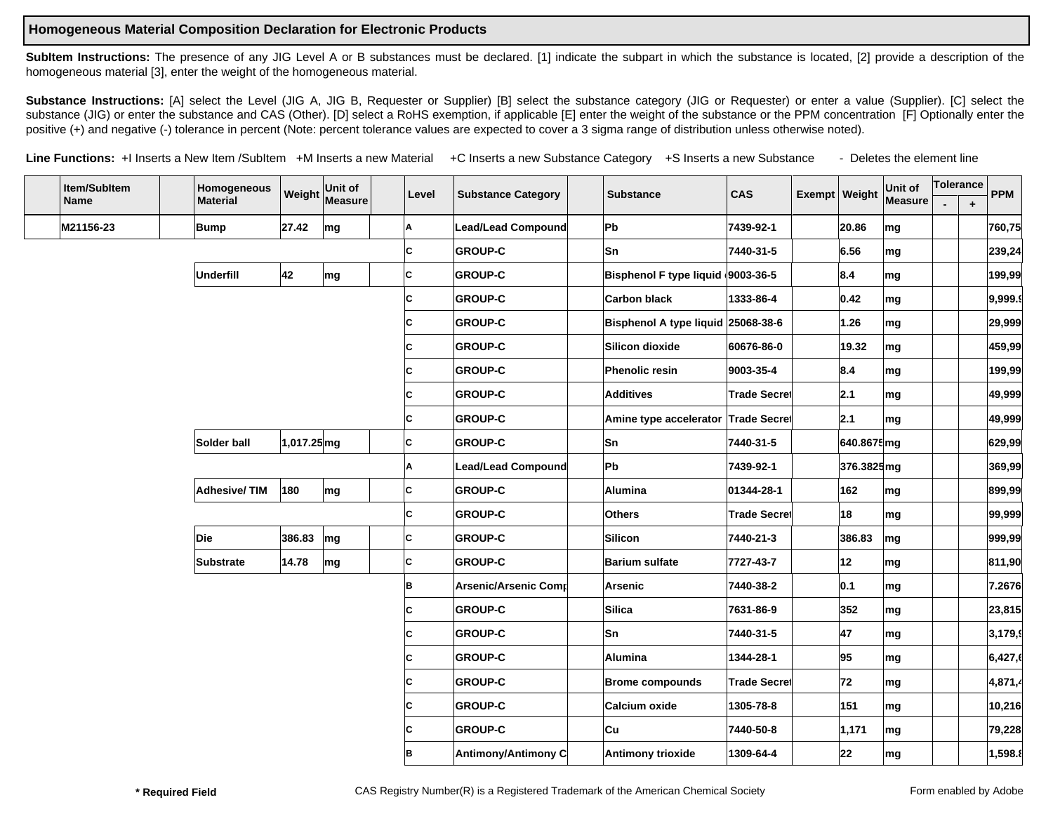**Homogeneous Material Composition Declaration for Electronic Products**

**SubItem Instructions:** The presence of any JIG Level A or B substances must be declared. [1] indicate the subpart in which the substance is located, [2] provide a description of the homogeneous material [3], enter the weight of the homogeneous material.

**Substance Instructions:** [A] select the Level (JIG A, JIG B, Requester or Supplier) [B] select the substance category (JIG or Requester) or enter a value (Supplier). [C] select the substance (JIG) or enter the substance and CAS (Other). [D] select a RoHS exemption, if applicable [E] enter the weight of the substance or the PPM concentration [F] Optionally enter the positive (+) and negative (-) tolerance in percent (Note: percent tolerance values are expected to cover a 3 sigma range of distribution unless otherwise noted).

**Line Functions:** +I Inserts a New Item /SubItem +M Inserts a new Material +C Inserts a new Substance Category +S Inserts a new Substance - Deletes the element line

| | Item/SubItem Name | | Homogeneous Material | Weight | Unit of Measure | | Level | Substance Category | | Substance | CAS | Exempt | Weight | Unit of Measure | Tolerance | | PPM |
|---|---|---|---|---|---|---|---|---|---|---|---|---|---|---|---|---|---|
| | | | | | | | | | | | | | | | - | + | |
| | M21156-23 | | Bump | 27.42 | mg | | A | Lead/Lead Compound | | Pb | 7439-92-1 | | 20.86 | mg | | | 760,75 |
| | | | | | | | C | GROUP-C | | Sn | 7440-31-5 | | 6.56 | mg | | | 239,24 |
| | | | Underfill | 42 | mg | | C | GROUP-C | | Bisphenol F type liquid | 9003-36-5 | | 8.4 | mg | | | 199,99 |
| | | | | | | | C | GROUP-C | | Carbon black | 1333-86-4 | | 0.42 | mg | | | 9,999.9 |
| | | | | | | | C | GROUP-C | | Bisphenol A type liquid | 25068-38-6 | | 1.26 | mg | | | 29,999 |
| | | | | | | | C | GROUP-C | | Silicon dioxide | 60676-86-0 | | 19.32 | mg | | | 459,99 |
| | | | | | | | C | GROUP-C | | Phenolic resin | 9003-35-4 | | 8.4 | mg | | | 199,99 |
| | | | | | | | C | GROUP-C | | Additives | Trade Secret | | 2.1 | mg | | | 49,999 |
| | | | | | | | C | GROUP-C | | Amine type accelerator | Trade Secret | | 2.1 | mg | | | 49,999 |
| | | | Solder ball | 1,017.25 | mg | | C | GROUP-C | | Sn | 7440-31-5 | | 640.8675 | mg | | | 629,99 |
| | | | | | | | A | Lead/Lead Compound | | Pb | 7439-92-1 | | 376.3825 | mg | | | 369,99 |
| | | | Adhesive/ TIM | 180 | mg | | C | GROUP-C | | Alumina | 01344-28-1 | | 162 | mg | | | 899,99 |
| | | | | | | | C | GROUP-C | | Others | Trade Secret | | 18 | mg | | | 99,999 |
| | | | Die | 386.83 | mg | | C | GROUP-C | | Silicon | 7440-21-3 | | 386.83 | mg | | | 999,99 |
| | | | Substrate | 14.78 | mg | | C | GROUP-C | | Barium sulfate | 7727-43-7 | | 12 | mg | | | 811,90 |
| | | | | | | | B | Arsenic/Arsenic Comp | | Arsenic | 7440-38-2 | | 0.1 | mg | | | 7.2676 |
| | | | | | | | C | GROUP-C | | Silica | 7631-86-9 | | 352 | mg | | | 23,815 |
| | | | | | | | C | GROUP-C | | Sn | 7440-31-5 | | 47 | mg | | | 3,179,9 |
| | | | | | | | C | GROUP-C | | Alumina | 1344-28-1 | | 95 | mg | | | 6,427,6 |
| | | | | | | | C | GROUP-C | | Brome compounds | Trade Secret | | 72 | mg | | | 4,871,4 |
| | | | | | | | C | GROUP-C | | Calcium oxide | 1305-78-8 | | 151 | mg | | | 10,216 |
| | | | | | | | C | GROUP-C | | Cu | 7440-50-8 | | 1,171 | mg | | | 79,228 |
| | | | | | | | B | Antimony/Antimony C | | Antimony trioxide | 1309-64-4 | | 22 | mg | | | 1,598.8 |

**\* Required Field** CAS Registry Number(R) is a Registered Trademark of the American Chemical Society Form enabled by Adobe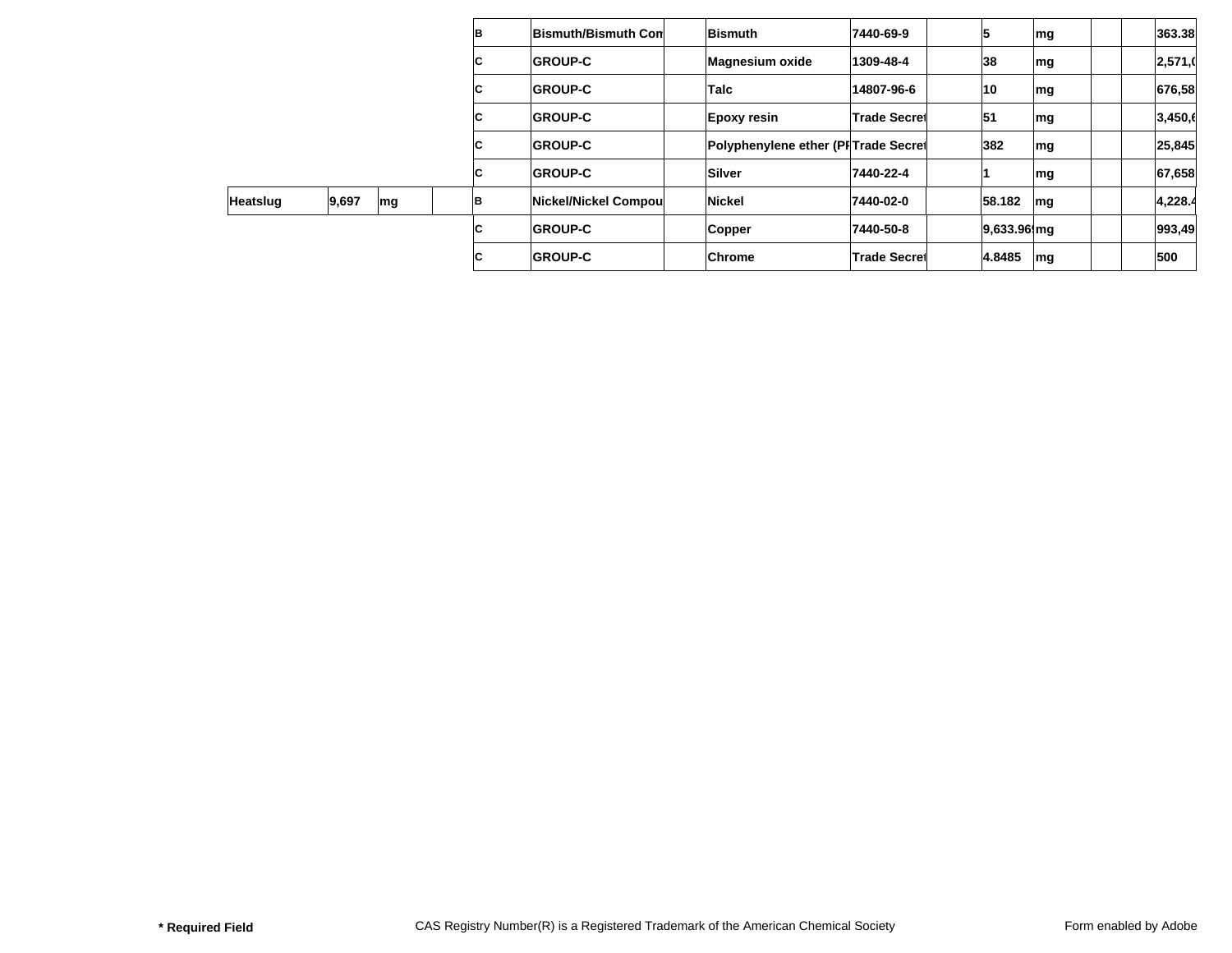| | | | | | | | | | | | | | | |
|---|---|---|---|---|---|---|---|---|---|---|---|---|---|---|
| | | | | B | Bismuth/Bismuth Com | | Bismuth | 7440-69-9 | | 5 | mg | | | 363.38 |
| | | | | C | GROUP-C | | Magnesium oxide | 1309-48-4 | | 38 | mg | | | 2,571,( |
| | | | | C | GROUP-C | | Talc | 14807-96-6 | | 10 | mg | | | 676,58 |
| | | | | C | GROUP-C | | Epoxy resin | Trade Secret | | 51 | mg | | | 3,450,6 |
| | | | | C | GROUP-C | | Polyphenylene ether (PI | Trade Secret | | 382 | mg | | | 25,845 |
| | | | | C | GROUP-C | | Silver | 7440-22-4 | | 1 | mg | | | 67,658 |
| Heatslug | 9,697 | mg | | B | Nickel/Nickel Compou | | Nickel | 7440-02-0 | | 58.182 | mg | | | 4,228.4 |
| | | | | C | GROUP-C | | Copper | 7440-50-8 | | 9,633.96 | mg | | | 993,49 |
| | | | | C | GROUP-C | | Chrome | Trade Secret | | 4.8485 | mg | | | 500 |

**\* Required Field** CAS Registry Number(R) is a Registered Trademark of the American Chemical Society Form enabled by Adobe